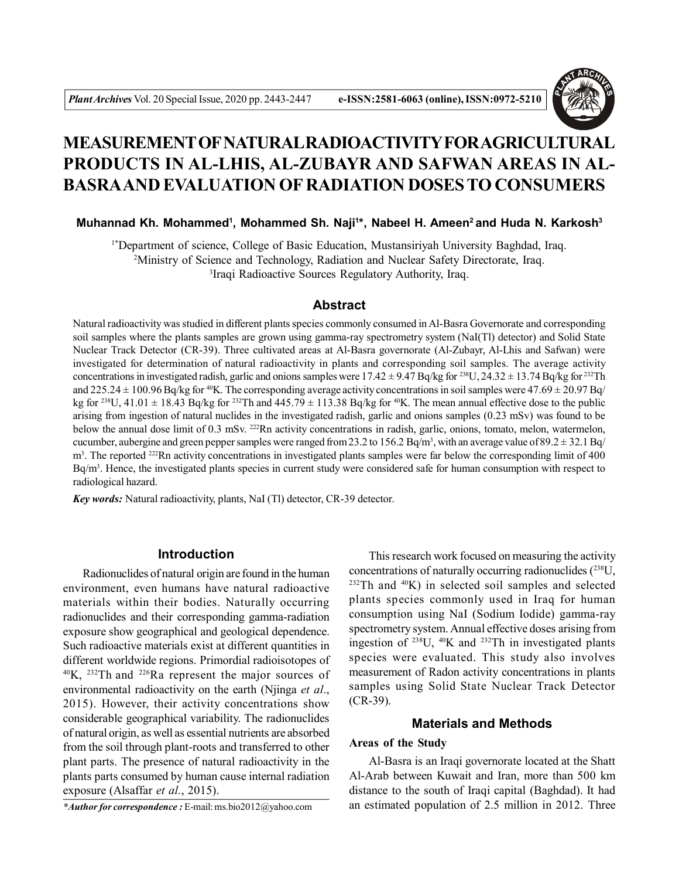# MEASUREMENT OF NATURAL RADIOACTIVITY FOR AGRICULTURAL PRODUCTS IN AL-LHIS, AL-ZUBAYR AND SAFWAN AREAS IN AL-BASRA AND EVALUATION OF RADIATION DOSES TO CONSUMERS

**Muhannad Kh. Mohammed[1], Mohammed Sh. Naji[1]*, Nabeel H. Ameen[2] and Huda N. Karkosh[3]**

[1*]Department of science, College of Basic Education, Mustansiriyah University Baghdad, Iraq.
[2]Ministry of Science and Technology, Radiation and Nuclear Safety Directorate, Iraq.
[3]Iraqi Radioactive Sources Regulatory Authority, Iraq.

## Abstract

Natural radioactivity was studied in different plants species commonly consumed in Al-Basra Governorate and corresponding soil samples where the plants samples are grown using gamma-ray spectrometry system (NaI(Tl) detector) and Solid State Nuclear Track Detector (CR-39). Three cultivated areas at Al-Basra governorate (Al-Zubayr, Al-Lhis and Safwan) were investigated for determination of natural radioactivity in plants and corresponding soil samples. The average activity concentrations in investigated radish, garlic and onions samples were $17.42 \pm 9.47$ Bq/kg for $^{238}$U, $24.32 \pm 13.74$ Bq/kg for $^{232}$Th and $225.24 \pm 100.96$ Bq/kg for $^{40}$K. The corresponding average activity concentrations in soil samples were $47.69 \pm 20.97$ Bq/kg for $^{238}$U, $41.01 \pm 18.43$ Bq/kg for $^{232}$Th and $445.79 \pm 113.38$ Bq/kg for $^{40}$K. The mean annual effective dose to the public arising from ingestion of natural nuclides in the investigated radish, garlic and onions samples (0.23 mSv) was found to be below the annual dose limit of 0.3 mSv. $^{222}$Rn activity concentrations in radish, garlic, onions, tomato, melon, watermelon, cucumber, aubergine and green pepper samples were ranged from 23.2 to 156.2 Bq/m$^3$, with an average value of $89.2 \pm 32.1$ Bq/m$^3$. The reported $^{222}$Rn activity concentrations in investigated plants samples were far below the corresponding limit of 400 Bq/m$^3$. Hence, the investigated plants species in current study were considered safe for human consumption with respect to radiological hazard.

***Key words:*** Natural radioactivity, plants, NaI (Tl) detector, CR-39 detector.

## Introduction

Radionuclides of natural origin are found in the human environment, even humans have natural radioactive materials within their bodies. Naturally occurring radionuclides and their corresponding gamma-radiation exposure show geographical and geological dependence. Such radioactive materials exist at different quantities in different worldwide regions. Primordial radioisotopes of $^{40}$K, $^{232}$Th and $^{226}$Ra represent the major sources of environmental radioactivity on the earth (Njinga *et al*., 2015). However, their activity concentrations show considerable geographical variability. The radionuclides of natural origin, as well as essential nutrients are absorbed from the soil through plant-roots and transferred to other plant parts. The presence of natural radioactivity in the plants parts consumed by human cause internal radiation exposure (Alsaffar *et al*., 2015).

This research work focused on measuring the activity concentrations of naturally occurring radionuclides ($^{238}$U, $^{232}$Th and $^{40}$K) in selected soil samples and selected plants species commonly used in Iraq for human consumption using NaI (Sodium Iodide) gamma-ray spectrometry system. Annual effective doses arising from ingestion of $^{238}$U, $^{40}$K and $^{232}$Th in investigated plants species were evaluated. This study also involves measurement of Radon activity concentrations in plants samples using Solid State Nuclear Track Detector (CR-39).

## Materials and Methods

### Areas of the Study

Al-Basra is an Iraqi governorate located at the Shatt Al-Arab between Kuwait and Iran, more than 500 km distance to the south of Iraqi capital (Baghdad). It had an estimated population of 2.5 million in 2012. Three

**Author for correspondence :* E-mail: ms.bio2012@yahoo.com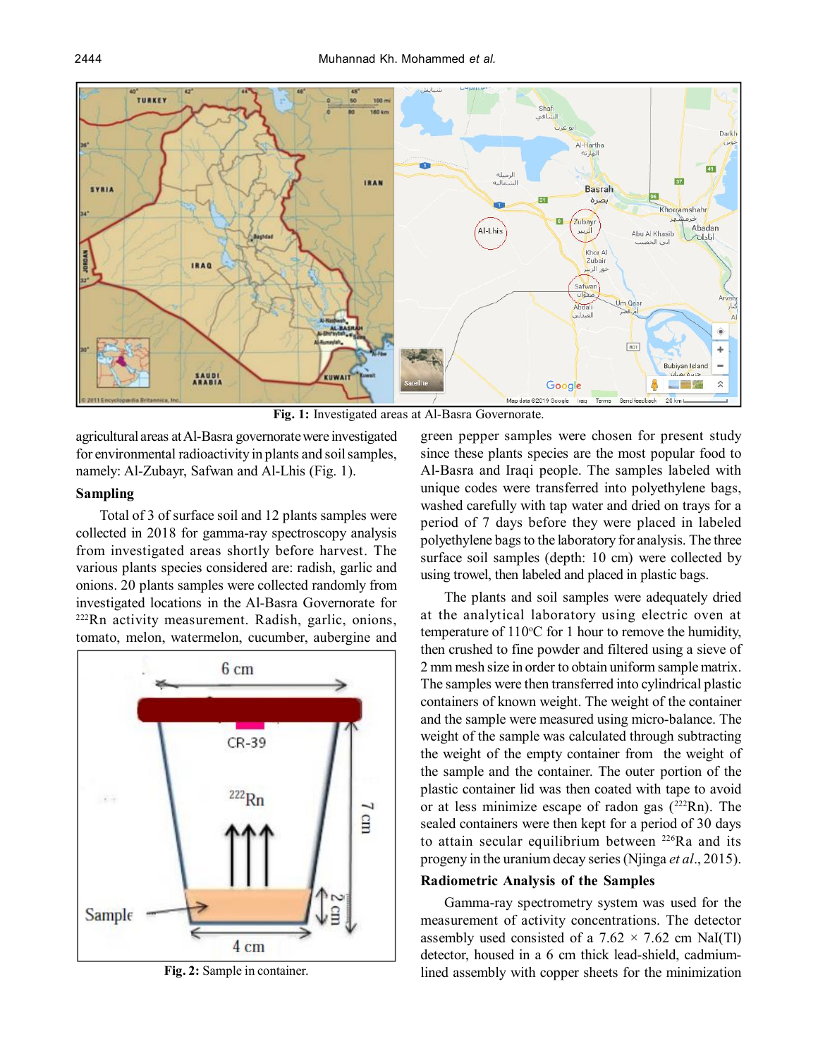Fig. 1: Investigated areas at Al-Basra Governorate.

agricultural areas at Al-Basra governorate were investigated for environmental radioactivity in plants and soil samples, namely: Al-Zubayr, Safwan and Al-Lhis (Fig. 1).

## Sampling

Total of 3 of surface soil and 12 plants samples were collected in 2018 for gamma-ray spectroscopy analysis from investigated areas shortly before harvest. The various plants species considered are: radish, garlic and onions. 20 plants samples were collected randomly from investigated locations in the Al-Basra Governorate for $^{222}$Rn activity measurement. Radish, garlic, onions, tomato, melon, watermelon, cucumber, aubergine and green pepper samples were chosen for present study since these plants species are the most popular food to Al-Basra and Iraqi people. The samples labeled with unique codes were transferred into polyethylene bags, washed carefully with tap water and dried on trays for a period of 7 days before they were placed in labeled polyethylene bags to the laboratory for analysis. The three surface soil samples (depth: 10 cm) were collected by using trowel, then labeled and placed in plastic bags.

Fig. 2: Sample in container.

The plants and soil samples were adequately dried at the analytical laboratory using electric oven at temperature of 110°C for 1 hour to remove the humidity, then crushed to fine powder and filtered using a sieve of 2 mm mesh size in order to obtain uniform sample matrix. The samples were then transferred into cylindrical plastic containers of known weight. The weight of the container and the sample were measured using micro-balance. The weight of the sample was calculated through subtracting the weight of the empty container from the weight of the sample and the container. The outer portion of the plastic container lid was then coated with tape to avoid or at less minimize escape of radon gas ($^{222}$Rn). The sealed containers were then kept for a period of 30 days to attain secular equilibrium between $^{226}$Ra and its progeny in the uranium decay series (Njinga *et al*., 2015).

## Radiometric Analysis of the Samples

Gamma-ray spectrometry system was used for the measurement of activity concentrations. The detector assembly used consisted of a 7.62 × 7.62 cm NaI(Tl) detector, housed in a 6 cm thick lead-shield, cadmium-lined assembly with copper sheets for the minimization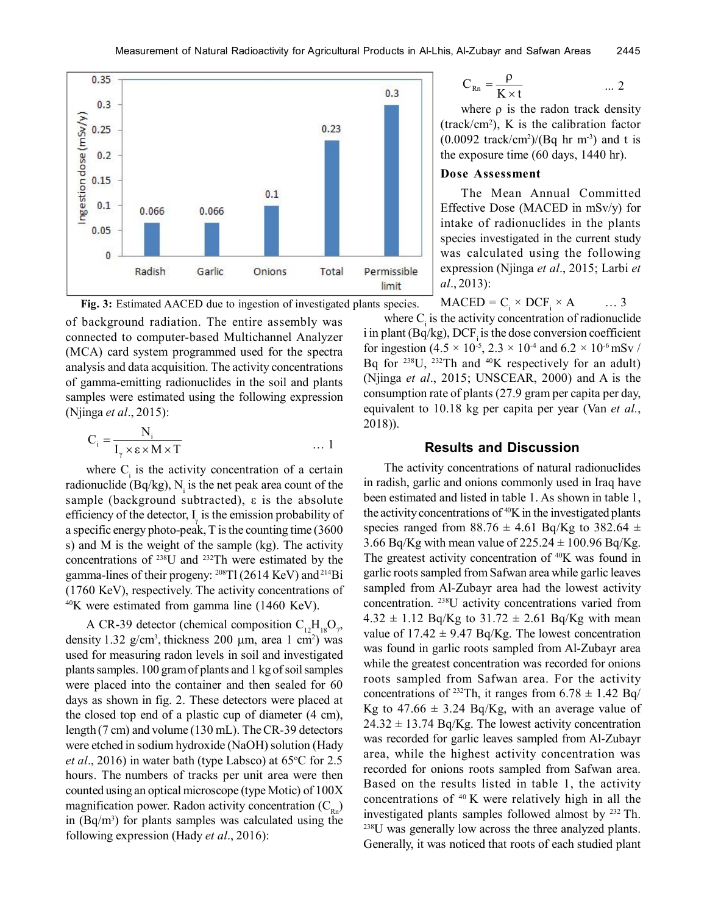Fig. 3: Estimated AACED due to ingestion of investigated plants species.

of background radiation. The entire assembly was connected to computer-based Multichannel Analyzer (MCA) card system programmed used for the spectra analysis and data acquisition. The activity concentrations of gamma-emitting radionuclides in the soil and plants samples were estimated using the following expression (Njinga *et al*., 2015):

$$C_i = \frac{N_i}{I_\gamma \times \varepsilon \times M \times T} \quad \ldots 1$$

where $C_i$ is the activity concentration of a certain radionuclide (Bq/kg), $N_i$ is the net peak area count of the sample (background subtracted), ε is the absolute efficiency of the detector, $I_\gamma$ is the emission probability of a specific energy photo-peak, T is the counting time (3600 s) and M is the weight of the sample (kg). The activity concentrations of $^{238}U$ and $^{232}Th$ were estimated by the gamma-lines of their progeny: $^{208}Tl$ (2614 KeV) and $^{214}Bi$ (1760 KeV), respectively. The activity concentrations of $^{40}K$ were estimated from gamma line (1460 KeV).

A CR-39 detector (chemical composition $C_{12}H_{18}O_7$, density 1.32 g/cm$^3$, thickness 200 μm, area 1 cm$^2$) was used for measuring radon levels in soil and investigated plants samples. 100 gram of plants and 1 kg of soil samples were placed into the container and then sealed for 60 days as shown in fig. 2. These detectors were placed at the closed top end of a plastic cup of diameter (4 cm), length (7 cm) and volume (130 mL). The CR-39 detectors were etched in sodium hydroxide (NaOH) solution (Hady *et al*., 2016) in water bath (type Labsco) at 65°C for 2.5 hours. The numbers of tracks per unit area were then counted using an optical microscope (type Motic) of 100X magnification power. Radon activity concentration ($C_{Rn}$) in (Bq/m$^3$) for plants samples was calculated using the following expression (Hady *et al*., 2016):

$$C_{Rn} = \frac{\rho}{K \times t} \quad \ldots 2$$

where ρ is the radon track density (track/cm$^2$), K is the calibration factor (0.0092 track/cm$^2$)/(Bq hr m$^{-3}$) and t is the exposure time (60 days, 1440 hr).

### Dose Assessment

The Mean Annual Committed Effective Dose (MACED in mSv/y) for intake of radionuclides in the plants species investigated in the current study was calculated using the following expression (Njinga *et al*., 2015; Larbi *et al*., 2013):

$$MACED = C_i \times DCF_i \times A \quad \ldots 3$$

where $C_i$ is the activity concentration of radionuclide i in plant (Bq/kg), $DCF_i$ is the dose conversion coefficient for ingestion ($4.5 \times 10^{-5}$, $2.3 \times 10^{-4}$ and $6.2 \times 10^{-6}$ mSv / Bq for $^{238}U$, $^{232}Th$ and $^{40}K$ respectively for an adult) (Njinga *et al*., 2015; UNSCEAR, 2000) and A is the consumption rate of plants (27.9 gram per capita per day, equivalent to 10.18 kg per capita per year (Van *et al*., 2018)).

## Results and Discussion

The activity concentrations of natural radionuclides in radish, garlic and onions commonly used in Iraq have been estimated and listed in table 1. As shown in table 1, the activity concentrations of $^{40}K$ in the investigated plants species ranged from 88.76 ± 4.61 Bq/Kg to 382.64 ± 3.66 Bq/Kg with mean value of 225.24 ± 100.96 Bq/Kg. The greatest activity concentration of $^{40}K$ was found in garlic roots sampled from Safwan area while garlic leaves sampled from Al-Zubayr area had the lowest activity concentration. $^{238}U$ activity concentrations varied from 4.32 ± 1.12 Bq/Kg to 31.72 ± 2.61 Bq/Kg with mean value of 17.42 ± 9.47 Bq/Kg. The lowest concentration was found in garlic roots sampled from Al-Zubayr area while the greatest concentration was recorded for onions roots sampled from Safwan area. For the activity concentrations of $^{232}Th$, it ranges from 6.78 ± 1.42 Bq/Kg to 47.66 ± 3.24 Bq/Kg, with an average value of 24.32 ± 13.74 Bq/Kg. The lowest activity concentration was recorded for garlic leaves sampled from Al-Zubayr area, while the highest activity concentration was recorded for onions roots sampled from Safwan area. Based on the results listed in table 1, the activity concentrations of $^{40}K$ were relatively high in all the investigated plants samples followed almost by $^{232}Th$. $^{238}U$ was generally low across the three analyzed plants. Generally, it was noticed that roots of each studied plant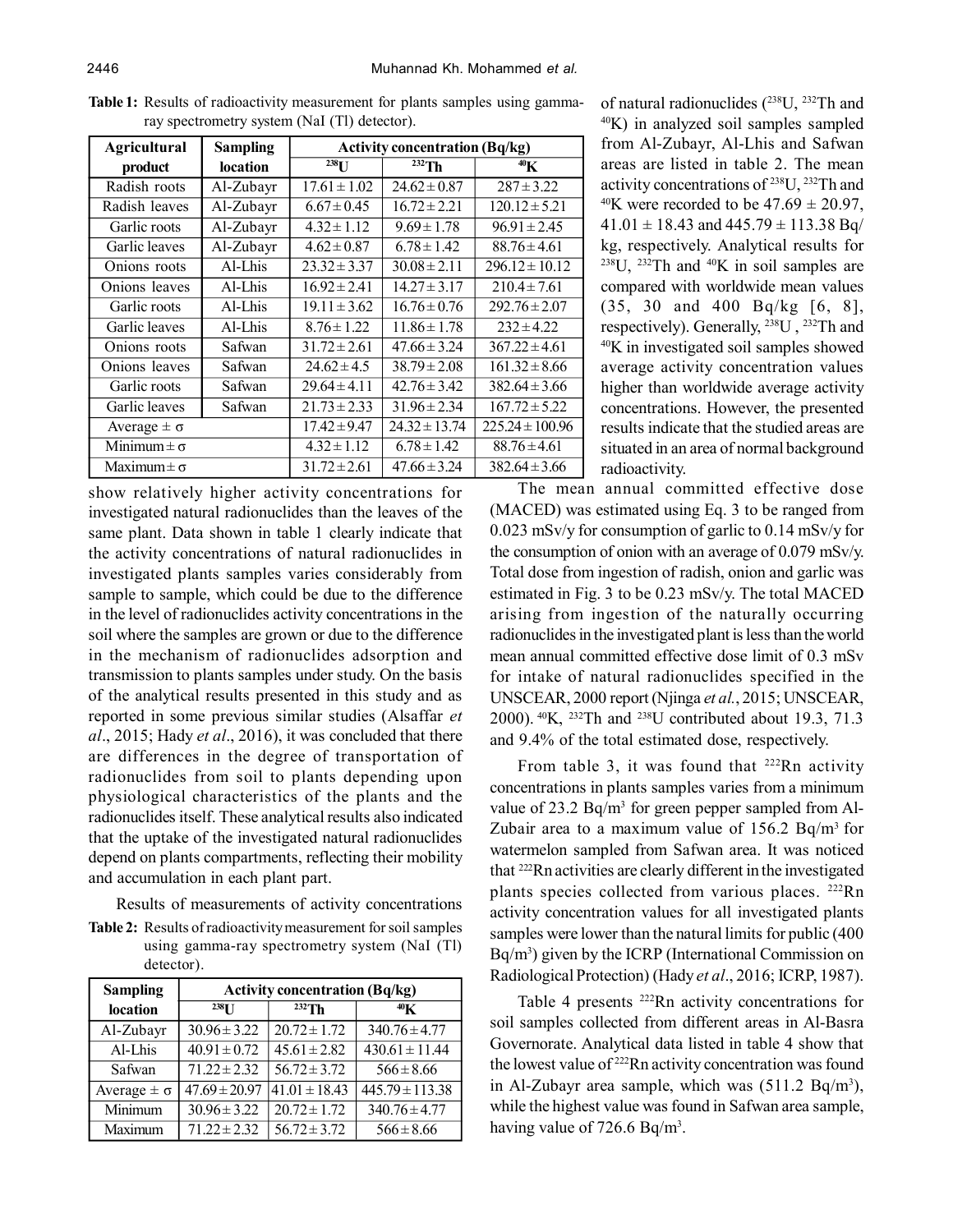**Table 1:** Results of radioactivity measurement for plants samples using gamma-ray spectrometry system (NaI (Tl) detector).

| Agricultural product | Sampling location | Activity concentration (Bq/kg) | | |
|---|---|---|---|---|
| | | $^{238}U$ | $^{232}Th$ | $^{40}K$ |
| Radish roots | Al-Zubayr | 17.61 ± 1.02 | 24.62 ± 0.87 | 287 ± 3.22 |
| Radish leaves | Al-Zubayr | 6.67 ± 0.45 | 16.72 ± 2.21 | 120.12 ± 5.21 |
| Garlic roots | Al-Zubayr | 4.32 ± 1.12 | 9.69 ± 1.78 | 96.91 ± 2.45 |
| Garlic leaves | Al-Zubayr | 4.62 ± 0.87 | 6.78 ± 1.42 | 88.76 ± 4.61 |
| Onions roots | Al-Lhis | 23.32 ± 3.37 | 30.08 ± 2.11 | 296.12 ± 10.12 |
| Onions leaves | Al-Lhis | 16.92 ± 2.41 | 14.27 ± 3.17 | 210.4 ± 7.61 |
| Garlic roots | Al-Lhis | 19.11 ± 3.62 | 16.76 ± 0.76 | 292.76 ± 2.07 |
| Garlic leaves | Al-Lhis | 8.76 ± 1.22 | 11.86 ± 1.78 | 232 ± 4.22 |
| Onions roots | Safwan | 31.72 ± 2.61 | 47.66 ± 3.24 | 367.22 ± 4.61 |
| Onions leaves | Safwan | 24.62 ± 4.5 | 38.79 ± 2.08 | 161.32 ± 8.66 |
| Garlic roots | Safwan | 29.64 ± 4.11 | 42.76 ± 3.42 | 382.64 ± 3.66 |
| Garlic leaves | Safwan | 21.73 ± 2.33 | 31.96 ± 2.34 | 167.72 ± 5.22 |
| Average ± σ | | 17.42 ± 9.47 | 24.32 ± 13.74 | 225.24 ± 100.96 |
| Minimum ± σ | | 4.32 ± 1.12 | 6.78 ± 1.42 | 88.76 ± 4.61 |
| Maximum ± σ | | 31.72 ± 2.61 | 47.66 ± 3.24 | 382.64 ± 3.66 |

show relatively higher activity concentrations for investigated natural radionuclides than the leaves of the same plant. Data shown in table 1 clearly indicate that the activity concentrations of natural radionuclides in investigated plants samples varies considerably from sample to sample, which could be due to the difference in the level of radionuclides activity concentrations in the soil where the samples are grown or due to the difference in the mechanism of radionuclides adsorption and transmission to plants samples under study. On the basis of the analytical results presented in this study and as reported in some previous similar studies (Alsaffar *et al*., 2015; Hady *et al*., 2016), it was concluded that there are differences in the degree of transportation of radionuclides from soil to plants depending upon physiological characteristics of the plants and the radionuclides itself. These analytical results also indicated that the uptake of the investigated natural radionuclides depend on plants compartments, reflecting their mobility and accumulation in each plant part.

Results of measurements of activity concentrations of natural radionuclides ($^{238}U$, $^{232}Th$ and $^{40}K$) in analyzed soil samples sampled from Al-Zubayr, Al-Lhis and Safwan areas are listed in table 2. The mean activity concentrations of $^{238}U$, $^{232}Th$ and $^{40}K$ were recorded to be 47.69 ± 20.97, 41.01 ± 18.43 and 445.79 ± 113.38 Bq/kg, respectively. Analytical results for $^{238}U$, $^{232}Th$ and $^{40}K$ in soil samples are compared with worldwide mean values (35, 30 and 400 Bq/kg [6, 8], respectively). Generally, $^{238}U$, $^{232}Th$ and $^{40}K$ in investigated soil samples showed average activity concentration values higher than worldwide average activity concentrations. However, the presented results indicate that the studied areas are situated in an area of normal background radioactivity.

**Table 2:** Results of radioactivity measurement for soil samples using gamma-ray spectrometry system (NaI (Tl) detector).

| Sampling location | Activity concentration (Bq/kg) | | |
|---|---|---|---|
| | $^{238}U$ | $^{232}Th$ | $^{40}K$ |
| Al-Zubayr | 30.96 ± 3.22 | 20.72 ± 1.72 | 340.76 ± 4.77 |
| Al-Lhis | 40.91 ± 0.72 | 45.61 ± 2.82 | 430.61 ± 11.44 |
| Safwan | 71.22 ± 2.32 | 56.72 ± 3.72 | 566 ± 8.66 |
| Average ± σ | 47.69 ± 20.97 | 41.01 ± 18.43 | 445.79 ± 113.38 |
| Minimum | 30.96 ± 3.22 | 20.72 ± 1.72 | 340.76 ± 4.77 |
| Maximum | 71.22 ± 2.32 | 56.72 ± 3.72 | 566 ± 8.66 |

The mean annual committed effective dose (MACED) was estimated using Eq. 3 to be ranged from 0.023 mSv/y for consumption of garlic to 0.14 mSv/y for the consumption of onion with an average of 0.079 mSv/y. Total dose from ingestion of radish, onion and garlic was estimated in Fig. 3 to be 0.23 mSv/y. The total MACED arising from ingestion of the naturally occurring radionuclides in the investigated plant is less than the world mean annual committed effective dose limit of 0.3 mSv for intake of natural radionuclides specified in the UNSCEAR, 2000 report (Njinga *et al.*, 2015; UNSCEAR, 2000). $^{40}K$, $^{232}Th$ and $^{238}U$ contributed about 19.3, 71.3 and 9.4% of the total estimated dose, respectively.

From table 3, it was found that $^{222}Rn$ activity concentrations in plants samples varies from a minimum value of 23.2 Bq/m$^3$ for green pepper sampled from Al-Zubair area to a maximum value of 156.2 Bq/m$^3$ for watermelon sampled from Safwan area. It was noticed that $^{222}Rn$ activities are clearly different in the investigated plants species collected from various places. $^{222}Rn$ activity concentration values for all investigated plants samples were lower than the natural limits for public (400 Bq/m$^3$) given by the ICRP (International Commission on Radiological Protection) (Hady *et al*., 2016; ICRP, 1987).

Table 4 presents $^{222}Rn$ activity concentrations for soil samples collected from different areas in Al-Basra Governorate. Analytical data listed in table 4 show that the lowest value of $^{222}Rn$ activity concentration was found in Al-Zubayr area sample, which was (511.2 Bq/m$^3$), while the highest value was found in Safwan area sample, having value of 726.6 Bq/m$^3$.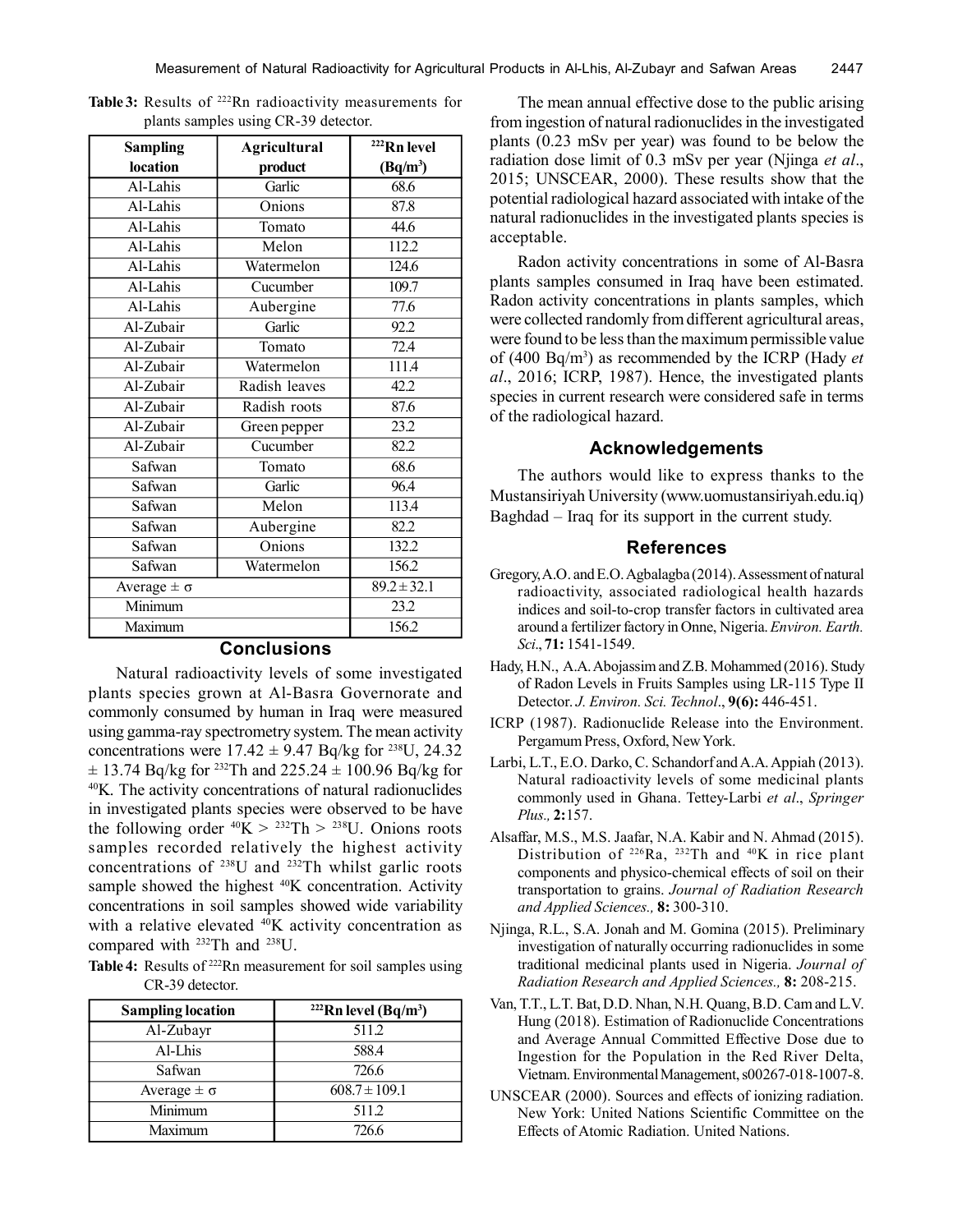**Table 3:** Results of $^{222}$Rn radioactivity measurements for plants samples using CR-39 detector.

| Sampling location | Agricultural product | $^{222}$Rn level (Bq/m$^3$) |
|---|---|---|
| Al-Lahis | Garlic | 68.6 |
| Al-Lahis | Onions | 87.8 |
| Al-Lahis | Tomato | 44.6 |
| Al-Lahis | Melon | 112.2 |
| Al-Lahis | Watermelon | 124.6 |
| Al-Lahis | Cucumber | 109.7 |
| Al-Lahis | Aubergine | 77.6 |
| Al-Zubair | Garlic | 92.2 |
| Al-Zubair | Tomato | 72.4 |
| Al-Zubair | Watermelon | 111.4 |
| Al-Zubair | Radish leaves | 42.2 |
| Al-Zubair | Radish roots | 87.6 |
| Al-Zubair | Green pepper | 23.2 |
| Al-Zubair | Cucumber | 82.2 |
| Safwan | Tomato | 68.6 |
| Safwan | Garlic | 96.4 |
| Safwan | Melon | 113.4 |
| Safwan | Aubergine | 82.2 |
| Safwan | Onions | 132.2 |
| Safwan | Watermelon | 156.2 |
| Average ± σ | | 89.2 ± 32.1 |
| Minimum | | 23.2 |
| Maximum | | 156.2 |

## Conclusions

Natural radioactivity levels of some investigated plants species grown at Al-Basra Governorate and commonly consumed by human in Iraq were measured using gamma-ray spectrometry system. The mean activity concentrations were 17.42 ± 9.47 Bq/kg for $^{238}$U, 24.32 ± 13.74 Bq/kg for $^{232}$Th and 225.24 ± 100.96 Bq/kg for $^{40}$K. The activity concentrations of natural radionuclides in investigated plants species were observed to be have the following order $^{40}K > ^{232}Th > ^{238}U$. Onions roots samples recorded relatively the highest activity concentrations of $^{238}$U and $^{232}$Th whilst garlic roots sample showed the highest $^{40}$K concentration. Activity concentrations in soil samples showed wide variability with a relative elevated $^{40}$K activity concentration as compared with $^{232}$Th and $^{238}$U.

**Table 4:** Results of $^{222}$Rn measurement for soil samples using CR-39 detector.

| Sampling location | $^{222}$Rn level (Bq/m$^3$) |
|---|---|
| Al-Zubayr | 511.2 |
| Al-Lhis | 588.4 |
| Safwan | 726.6 |
| Average ± σ | 608.7 ± 109.1 |
| Minimum | 511.2 |
| Maximum | 726.6 |

The mean annual effective dose to the public arising from ingestion of natural radionuclides in the investigated plants (0.23 mSv per year) was found to be below the radiation dose limit of 0.3 mSv per year (Njinga *et al*., 2015; UNSCEAR, 2000). These results show that the potential radiological hazard associated with intake of the natural radionuclides in the investigated plants species is acceptable.

Radon activity concentrations in some of Al-Basra plants samples consumed in Iraq have been estimated. Radon activity concentrations in plants samples, which were collected randomly from different agricultural areas, were found to be less than the maximum permissible value of (400 Bq/m$^3$) as recommended by the ICRP (Hady *et al*., 2016; ICRP, 1987). Hence, the investigated plants species in current research were considered safe in terms of the radiological hazard.

## Acknowledgements

The authors would like to express thanks to the Mustansiriyah University (www.uomustansiriyah.edu.iq) Baghdad – Iraq for its support in the current study.

## References

Gregory, A.O. and E.O. Agbalagba (2014). Assessment of natural radioactivity, associated radiological health hazards indices and soil-to-crop transfer factors in cultivated area around a fertilizer factory in Onne, Nigeria. *Environ. Earth. Sci*., **71:** 1541-1549.

Hady, H.N., A.A. Abojassim and Z.B. Mohammed (2016). Study of Radon Levels in Fruits Samples using LR-115 Type II Detector. *J. Environ. Sci. Technol*., **9(6):** 446-451.

ICRP (1987). Radionuclide Release into the Environment. Pergamum Press, Oxford, New York.

Larbi, L.T., E.O. Darko, C. Schandorf and A.A. Appiah (2013). Natural radioactivity levels of some medicinal plants commonly used in Ghana. Tettey-Larbi *et al*., *Springer Plus.,* **2:**157.

Alsaffar, M.S., M.S. Jaafar, N.A. Kabir and N. Ahmad (2015). Distribution of $^{226}$Ra, $^{232}$Th and $^{40}$K in rice plant components and physico-chemical effects of soil on their transportation to grains. *Journal of Radiation Research and Applied Sciences.,* **8:** 300-310.

Njinga, R.L., S.A. Jonah and M. Gomina (2015). Preliminary investigation of naturally occurring radionuclides in some traditional medicinal plants used in Nigeria. *Journal of Radiation Research and Applied Sciences.,* **8:** 208-215.

Van, T.T., L.T. Bat, D.D. Nhan, N.H. Quang, B.D. Cam and L.V. Hung (2018). Estimation of Radionuclide Concentrations and Average Annual Committed Effective Dose due to Ingestion for the Population in the Red River Delta, Vietnam. Environmental Management, s00267-018-1007-8.

UNSCEAR (2000). Sources and effects of ionizing radiation. New York: United Nations Scientific Committee on the Effects of Atomic Radiation. United Nations.